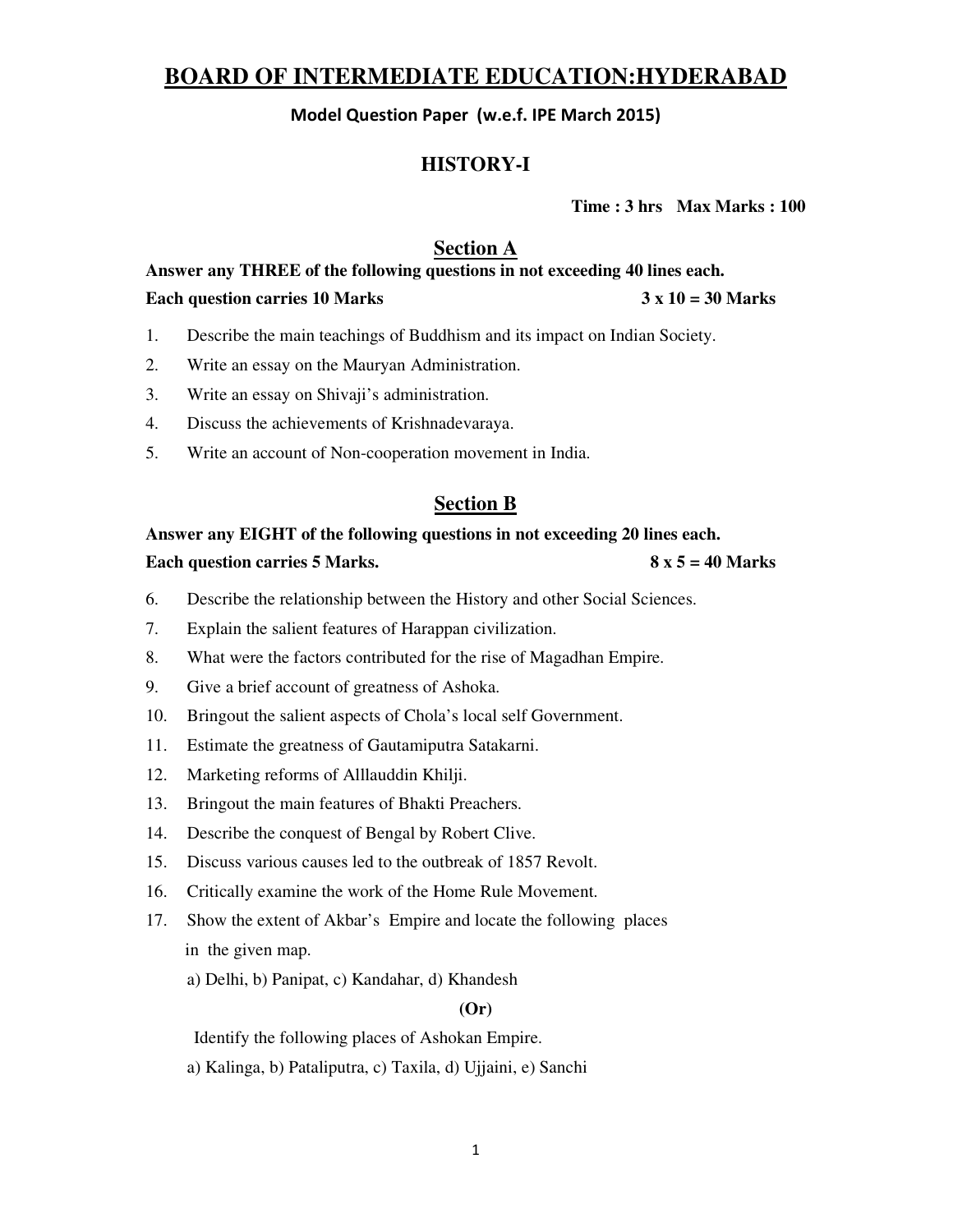# BOARD OF INTERMEDIATE EDUCATION:HYDERABAD

**Model Question Paper (w.e.f. IPE March 2015)**

## HISTORY-I

**Time : 3 hrs Max Marks : 100**

## Section A

**Answer any THREE of the following questions in not exceeding 40 lines each.**
**Each question carries 10 Marks 3 x 10 = 30 Marks**

1. Describe the main teachings of Buddhism and its impact on Indian Society.
2. Write an essay on the Mauryan Administration.
3. Write an essay on Shivaji's administration.
4. Discuss the achievements of Krishnadevaraya.
5. Write an account of Non-cooperation movement in India.

## Section B

**Answer any EIGHT of the following questions in not exceeding 20 lines each.**
**Each question carries 5 Marks. 8 x 5 = 40 Marks**

6. Describe the relationship between the History and other Social Sciences.
7. Explain the salient features of Harappan civilization.
8. What were the factors contributed for the rise of Magadhan Empire.
9. Give a brief account of greatness of Ashoka.
10. Bringout the salient aspects of Chola's local self Government.
11. Estimate the greatness of Gautamiputra Satakarni.
12. Marketing reforms of Alllauddin Khilji.
13. Bringout the main features of Bhakti Preachers.
14. Describe the conquest of Bengal by Robert Clive.
15. Discuss various causes led to the outbreak of 1857 Revolt.
16. Critically examine the work of the Home Rule Movement.
17. Show the extent of Akbar's Empire and locate the following places in the given map.

    a) Delhi, b) Panipat, c) Kandahar, d) Khandesh

    **(Or)**

    Identify the following places of Ashokan Empire.

    a) Kalinga, b) Pataliputra, c) Taxila, d) Ujjaini, e) Sanchi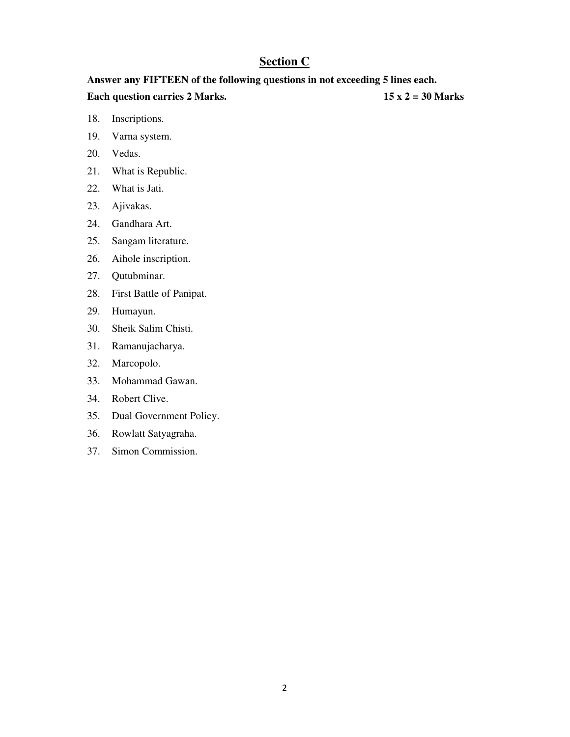## Section C

**Answer any FIFTEEN of the following questions in not exceeding 5 lines each.**
**Each question carries 2 Marks. 15 x 2 = 30 Marks**

18. Inscriptions.
19. Varna system.
20. Vedas.
21. What is Republic.
22. What is Jati.
23. Ajivakas.
24. Gandhara Art.
25. Sangam literature.
26. Aihole inscription.
27. Qutubminar.
28. First Battle of Panipat.
29. Humayun.
30. Sheik Salim Chisti.
31. Ramanujacharya.
32. Marcopolo.
33. Mohammad Gawan.
34. Robert Clive.
35. Dual Government Policy.
36. Rowlatt Satyagraha.
37. Simon Commission.